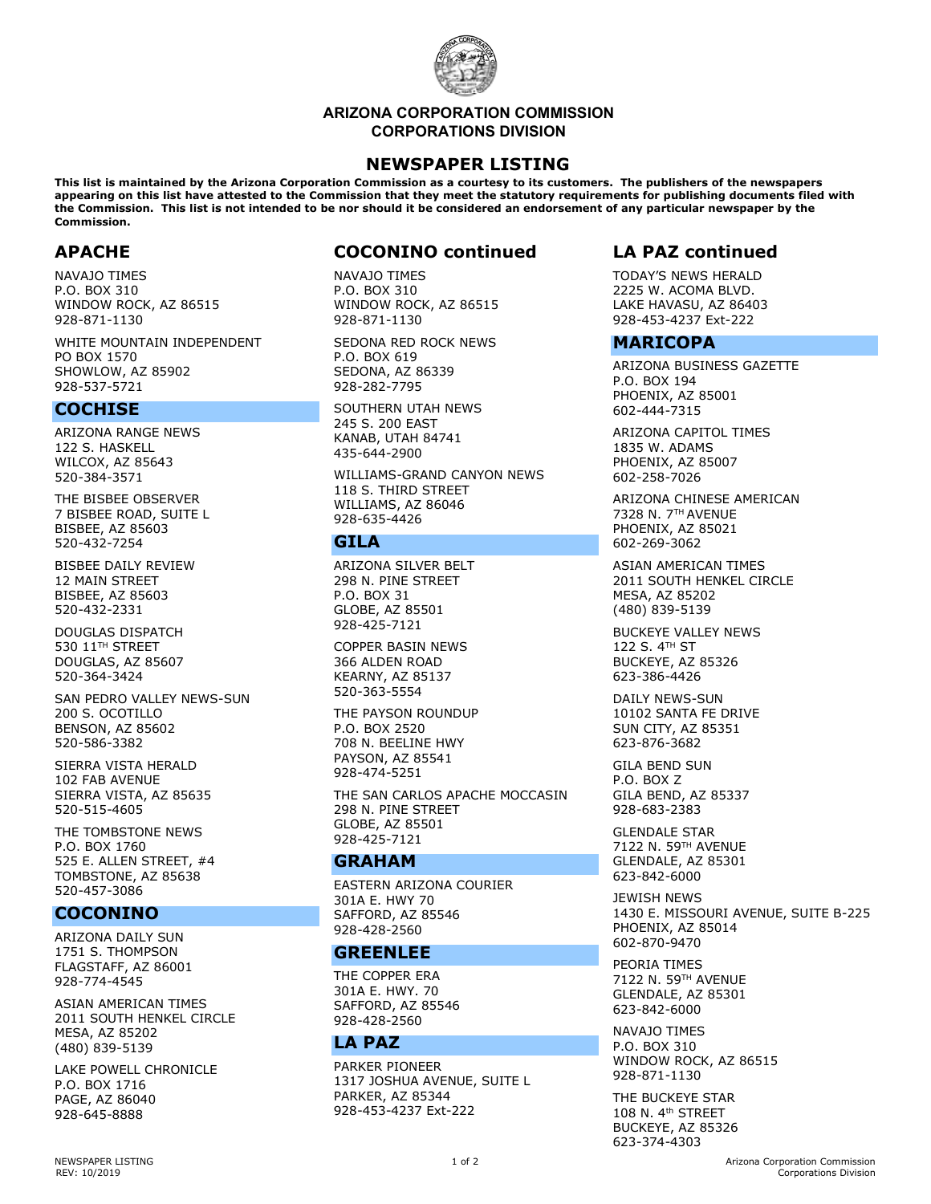# ARIZONA CORPORATION COMMISSION
# CORPORATIONS DIVISION

## NEWSPAPER LISTING

**This list is maintained by the Arizona Corporation Commission as a courtesy to its customers. The publishers of the newspapers appearing on this list have attested to the Commission that they meet the statutory requirements for publishing documents filed with the Commission. This list is not intended to be nor should it be considered an endorsement of any particular newspaper by the Commission.**

## APACHE

NAVAJO TIMES
P.O. BOX 310
WINDOW ROCK, AZ 86515
928-871-1130

WHITE MOUNTAIN INDEPENDENT
PO BOX 1570
SHOWLOW, AZ 85902
928-537-5721

## COCHISE

ARIZONA RANGE NEWS
122 S. HASKELL
WILCOX, AZ 85643
520-384-3571

THE BISBEE OBSERVER
7 BISBEE ROAD, SUITE L
BISBEE, AZ 85603
520-432-7254

BISBEE DAILY REVIEW
12 MAIN STREET
BISBEE, AZ 85603
520-432-2331

DOUGLAS DISPATCH
530 11TH STREET
DOUGLAS, AZ 85607
520-364-3424

SAN PEDRO VALLEY NEWS-SUN
200 S. OCOTILLO
BENSON, AZ 85602
520-586-3382

SIERRA VISTA HERALD
102 FAB AVENUE
SIERRA VISTA, AZ 85635
520-515-4605

THE TOMBSTONE NEWS
P.O. BOX 1760
525 E. ALLEN STREET, #4
TOMBSTONE, AZ 85638
520-457-3086

## COCONINO

ARIZONA DAILY SUN
1751 S. THOMPSON
FLAGSTAFF, AZ 86001
928-774-4545

ASIAN AMERICAN TIMES
2011 SOUTH HENKEL CIRCLE
MESA, AZ 85202
(480) 839-5139

LAKE POWELL CHRONICLE
P.O. BOX 1716
PAGE, AZ 86040
928-645-8888

## COCONINO continued

NAVAJO TIMES
P.O. BOX 310
WINDOW ROCK, AZ 86515
928-871-1130

SEDONA RED ROCK NEWS
P.O. BOX 619
SEDONA, AZ 86339
928-282-7795

SOUTHERN UTAH NEWS
245 S. 200 EAST
KANAB, UTAH 84741
435-644-2900

WILLIAMS-GRAND CANYON NEWS
118 S. THIRD STREET
WILLIAMS, AZ 86046
928-635-4426

## GILA

ARIZONA SILVER BELT
298 N. PINE STREET
P.O. BOX 31
GLOBE, AZ 85501
928-425-7121

COPPER BASIN NEWS
366 ALDEN ROAD
KEARNY, AZ 85137
520-363-5554

THE PAYSON ROUNDUP
P.O. BOX 2520
708 N. BEELINE HWY
PAYSON, AZ 85541
928-474-5251

THE SAN CARLOS APACHE MOCCASIN
298 N. PINE STREET
GLOBE, AZ 85501
928-425-7121

## GRAHAM

EASTERN ARIZONA COURIER
301A E. HWY 70
SAFFORD, AZ 85546
928-428-2560

## GREENLEE

THE COPPER ERA
301A E. HWY. 70
SAFFORD, AZ 85546
928-428-2560

## LA PAZ

PARKER PIONEER
1317 JOSHUA AVENUE, SUITE L
PARKER, AZ 85344
928-453-4237 Ext-222

## LA PAZ continued

TODAY'S NEWS HERALD
2225 W. ACOMA BLVD.
LAKE HAVASU, AZ 86403
928-453-4237 Ext-222

## MARICOPA

ARIZONA BUSINESS GAZETTE
P.O. BOX 194
PHOENIX, AZ 85001
602-444-7315

ARIZONA CAPITOL TIMES
1835 W. ADAMS
PHOENIX, AZ 85007
602-258-7026

ARIZONA CHINESE AMERICAN
7328 N. 7TH AVENUE
PHOENIX, AZ 85021
602-269-3062

ASIAN AMERICAN TIMES
2011 SOUTH HENKEL CIRCLE
MESA, AZ 85202
(480) 839-5139

BUCKEYE VALLEY NEWS
122 S. 4TH ST
BUCKEYE, AZ 85326
623-386-4426

DAILY NEWS-SUN
10102 SANTA FE DRIVE
SUN CITY, AZ 85351
623-876-3682

GILA BEND SUN
P.O. BOX Z
GILA BEND, AZ 85337
928-683-2383

GLENDALE STAR
7122 N. 59TH AVENUE
GLENDALE, AZ 85301
623-842-6000

JEWISH NEWS
1430 E. MISSOURI AVENUE, SUITE B-225
PHOENIX, AZ 85014
602-870-9470

PEORIA TIMES
7122 N. 59TH AVENUE
GLENDALE, AZ 85301
623-842-6000

NAVAJO TIMES
P.O. BOX 310
WINDOW ROCK, AZ 86515
928-871-1130

THE BUCKEYE STAR
108 N. 4th STREET
BUCKEYE, AZ 85326
623-374-4303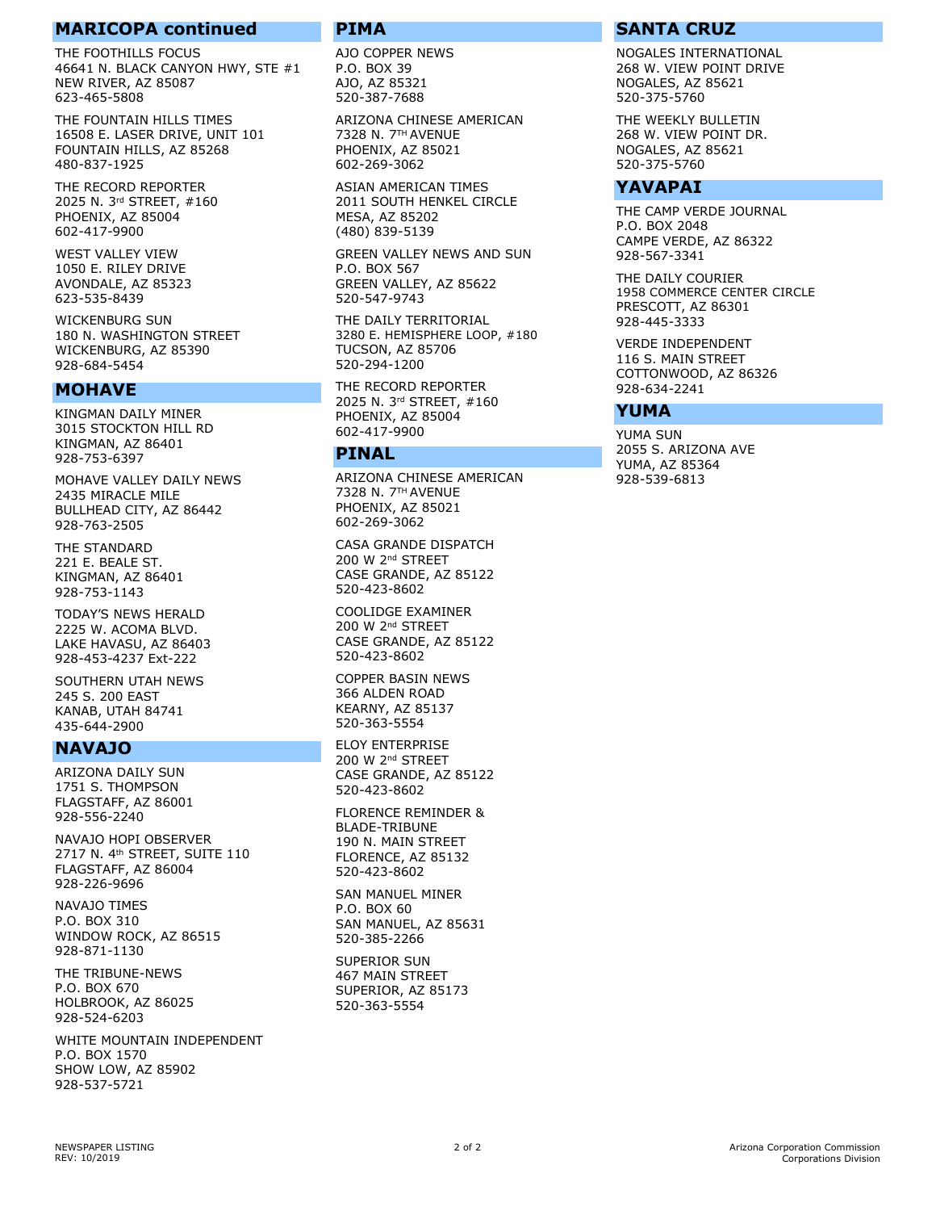## MARICOPA continued

THE FOOTHILLS FOCUS
46641 N. BLACK CANYON HWY, STE #1
NEW RIVER, AZ 85087
623-465-5808

THE FOUNTAIN HILLS TIMES
16508 E. LASER DRIVE, UNIT 101
FOUNTAIN HILLS, AZ 85268
480-837-1925

THE RECORD REPORTER
2025 N. 3rd STREET, #160
PHOENIX, AZ 85004
602-417-9900

WEST VALLEY VIEW
1050 E. RILEY DRIVE
AVONDALE, AZ 85323
623-535-8439

WICKENBURG SUN
180 N. WASHINGTON STREET
WICKENBURG, AZ 85390
928-684-5454

## MOHAVE

KINGMAN DAILY MINER
3015 STOCKTON HILL RD
KINGMAN, AZ 86401
928-753-6397

MOHAVE VALLEY DAILY NEWS
2435 MIRACLE MILE
BULLHEAD CITY, AZ 86442
928-763-2505

THE STANDARD
221 E. BEALE ST.
KINGMAN, AZ 86401
928-753-1143

TODAY'S NEWS HERALD
2225 W. ACOMA BLVD.
LAKE HAVASU, AZ 86403
928-453-4237 Ext-222

SOUTHERN UTAH NEWS
245 S. 200 EAST
KANAB, UTAH 84741
435-644-2900

## NAVAJO

ARIZONA DAILY SUN
1751 S. THOMPSON
FLAGSTAFF, AZ 86001
928-556-2240

NAVAJO HOPI OBSERVER
2717 N. 4th STREET, SUITE 110
FLAGSTAFF, AZ 86004
928-226-9696

NAVAJO TIMES
P.O. BOX 310
WINDOW ROCK, AZ 86515
928-871-1130

THE TRIBUNE-NEWS
P.O. BOX 670
HOLBROOK, AZ 86025
928-524-6203

WHITE MOUNTAIN INDEPENDENT
P.O. BOX 1570
SHOW LOW, AZ 85902
928-537-5721

## PIMA

AJO COPPER NEWS
P.O. BOX 39
AJO, AZ 85321
520-387-7688

ARIZONA CHINESE AMERICAN
7328 N. 7TH AVENUE
PHOENIX, AZ 85021
602-269-3062

ASIAN AMERICAN TIMES
2011 SOUTH HENKEL CIRCLE
MESA, AZ 85202
(480) 839-5139

GREEN VALLEY NEWS AND SUN
P.O. BOX 567
GREEN VALLEY, AZ 85622
520-547-9743

THE DAILY TERRITORIAL
3280 E. HEMISPHERE LOOP, #180
TUCSON, AZ 85706
520-294-1200

THE RECORD REPORTER
2025 N. 3rd STREET, #160
PHOENIX, AZ 85004
602-417-9900

## PINAL

ARIZONA CHINESE AMERICAN
7328 N. 7TH AVENUE
PHOENIX, AZ 85021
602-269-3062

CASA GRANDE DISPATCH
200 W 2nd STREET
CASE GRANDE, AZ 85122
520-423-8602

COOLIDGE EXAMINER
200 W 2nd STREET
CASE GRANDE, AZ 85122
520-423-8602

COPPER BASIN NEWS
366 ALDEN ROAD
KEARNY, AZ 85137
520-363-5554

ELOY ENTERPRISE
200 W 2nd STREET
CASE GRANDE, AZ 85122
520-423-8602

FLORENCE REMINDER & BLADE-TRIBUNE
190 N. MAIN STREET
FLORENCE, AZ 85132
520-423-8602

SAN MANUEL MINER
P.O. BOX 60
SAN MANUEL, AZ 85631
520-385-2266

SUPERIOR SUN
467 MAIN STREET
SUPERIOR, AZ 85173
520-363-5554

## SANTA CRUZ

NOGALES INTERNATIONAL
268 W. VIEW POINT DRIVE
NOGALES, AZ 85621
520-375-5760

THE WEEKLY BULLETIN
268 W. VIEW POINT DR.
NOGALES, AZ 85621
520-375-5760

## YAVAPAI

THE CAMP VERDE JOURNAL
P.O. BOX 2048
CAMPE VERDE, AZ 86322
928-567-3341

THE DAILY COURIER
1958 COMMERCE CENTER CIRCLE
PRESCOTT, AZ 86301
928-445-3333

VERDE INDEPENDENT
116 S. MAIN STREET
COTTONWOOD, AZ 86326
928-634-2241

## YUMA

YUMA SUN
2055 S. ARIZONA AVE
YUMA, AZ 85364
928-539-6813

NEWSPAPER LISTING
REV: 10/2019

Arizona Corporation Commission
Corporations Division